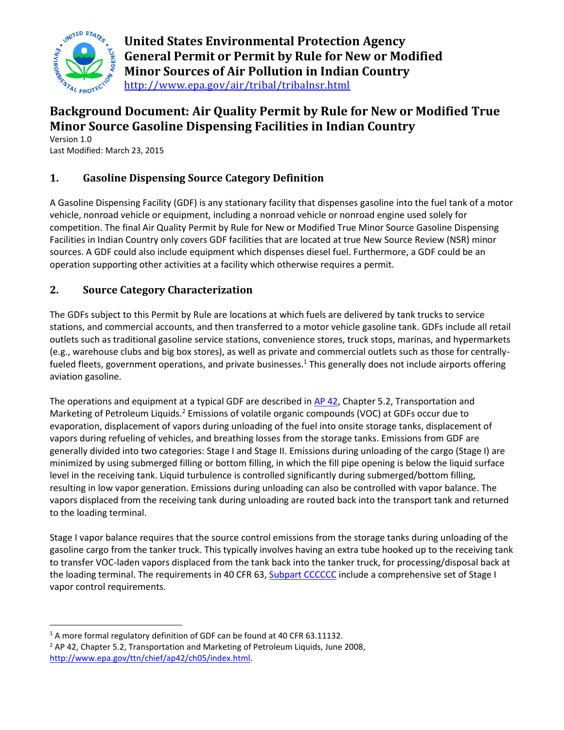# United States Environmental Protection Agency General Permit or Permit by Rule for New or Modified Minor Sources of Air Pollution in Indian Country

http://www.epa.gov/air/tribal/tribalnsr.html

## Background Document: Air Quality Permit by Rule for New or Modified True Minor Source Gasoline Dispensing Facilities in Indian Country

Version 1.0
Last Modified: March 23, 2015

## 1. Gasoline Dispensing Source Category Definition

A Gasoline Dispensing Facility (GDF) is any stationary facility that dispenses gasoline into the fuel tank of a motor vehicle, nonroad vehicle or equipment, including a nonroad vehicle or nonroad engine used solely for competition. The final Air Quality Permit by Rule for New or Modified True Minor Source Gasoline Dispensing Facilities in Indian Country only covers GDF facilities that are located at true New Source Review (NSR) minor sources. A GDF could also include equipment which dispenses diesel fuel. Furthermore, a GDF could be an operation supporting other activities at a facility which otherwise requires a permit.

## 2. Source Category Characterization

The GDFs subject to this Permit by Rule are locations at which fuels are delivered by tank trucks to service stations, and commercial accounts, and then transferred to a motor vehicle gasoline tank. GDFs include all retail outlets such as traditional gasoline service stations, convenience stores, truck stops, marinas, and hypermarkets (e.g., warehouse clubs and big box stores), as well as private and commercial outlets such as those for centrally-fueled fleets, government operations, and private businesses.[1] This generally does not include airports offering aviation gasoline.

The operations and equipment at a typical GDF are described in AP 42, Chapter 5.2, Transportation and Marketing of Petroleum Liquids.[2] Emissions of volatile organic compounds (VOC) at GDFs occur due to evaporation, displacement of vapors during unloading of the fuel into onsite storage tanks, displacement of vapors during refueling of vehicles, and breathing losses from the storage tanks. Emissions from GDF are generally divided into two categories: Stage I and Stage II. Emissions during unloading of the cargo (Stage I) are minimized by using submerged filling or bottom filling, in which the fill pipe opening is below the liquid surface level in the receiving tank. Liquid turbulence is controlled significantly during submerged/bottom filling, resulting in low vapor generation. Emissions during unloading can also be controlled with vapor balance. The vapors displaced from the receiving tank during unloading are routed back into the transport tank and returned to the loading terminal.

Stage I vapor balance requires that the source control emissions from the storage tanks during unloading of the gasoline cargo from the tanker truck. This typically involves having an extra tube hooked up to the receiving tank to transfer VOC-laden vapors displaced from the tank back into the tanker truck, for processing/disposal back at the loading terminal. The requirements in 40 CFR 63, Subpart CCCCCC include a comprehensive set of Stage I vapor control requirements.

---

[1] A more formal regulatory definition of GDF can be found at 40 CFR 63.11132.

[2] AP 42, Chapter 5.2, Transportation and Marketing of Petroleum Liquids, June 2008, http://www.epa.gov/ttn/chief/ap42/ch05/index.html.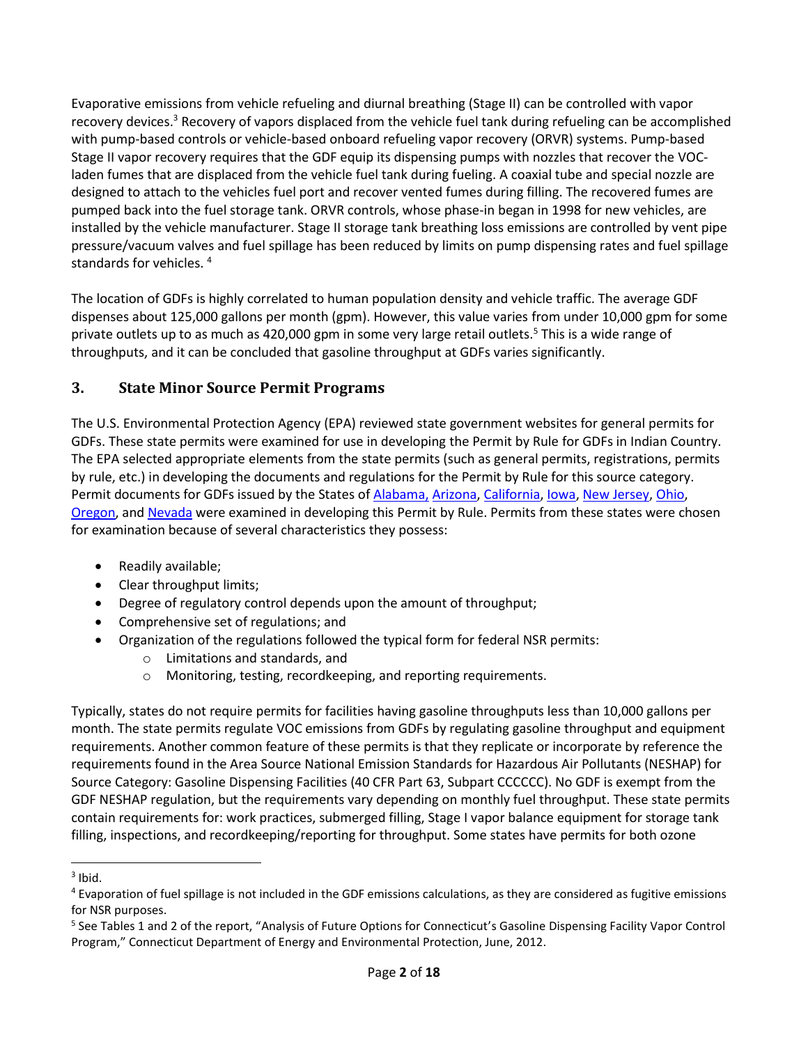Evaporative emissions from vehicle refueling and diurnal breathing (Stage II) can be controlled with vapor recovery devices.[3] Recovery of vapors displaced from the vehicle fuel tank during refueling can be accomplished with pump-based controls or vehicle-based onboard refueling vapor recovery (ORVR) systems. Pump-based Stage II vapor recovery requires that the GDF equip its dispensing pumps with nozzles that recover the VOC-laden fumes that are displaced from the vehicle fuel tank during fueling. A coaxial tube and special nozzle are designed to attach to the vehicles fuel port and recover vented fumes during filling. The recovered fumes are pumped back into the fuel storage tank. ORVR controls, whose phase-in began in 1998 for new vehicles, are installed by the vehicle manufacturer. Stage II storage tank breathing loss emissions are controlled by vent pipe pressure/vacuum valves and fuel spillage has been reduced by limits on pump dispensing rates and fuel spillage standards for vehicles. [4]

The location of GDFs is highly correlated to human population density and vehicle traffic. The average GDF dispenses about 125,000 gallons per month (gpm). However, this value varies from under 10,000 gpm for some private outlets up to as much as 420,000 gpm in some very large retail outlets.[5] This is a wide range of throughputs, and it can be concluded that gasoline throughput at GDFs varies significantly.

## 3. State Minor Source Permit Programs

The U.S. Environmental Protection Agency (EPA) reviewed state government websites for general permits for GDFs. These state permits were examined for use in developing the Permit by Rule for GDFs in Indian Country. The EPA selected appropriate elements from the state permits (such as general permits, registrations, permits by rule, etc.) in developing the documents and regulations for the Permit by Rule for this source category. Permit documents for GDFs issued by the States of Alabama, Arizona, California, Iowa, New Jersey, Ohio, Oregon, and Nevada were examined in developing this Permit by Rule. Permits from these states were chosen for examination because of several characteristics they possess:

- Readily available;
- Clear throughput limits;
- Degree of regulatory control depends upon the amount of throughput;
- Comprehensive set of regulations; and
- Organization of the regulations followed the typical form for federal NSR permits:
  - Limitations and standards, and
  - Monitoring, testing, recordkeeping, and reporting requirements.

Typically, states do not require permits for facilities having gasoline throughputs less than 10,000 gallons per month. The state permits regulate VOC emissions from GDFs by regulating gasoline throughput and equipment requirements. Another common feature of these permits is that they replicate or incorporate by reference the requirements found in the Area Source National Emission Standards for Hazardous Air Pollutants (NESHAP) for Source Category: Gasoline Dispensing Facilities (40 CFR Part 63, Subpart CCCCCC). No GDF is exempt from the GDF NESHAP regulation, but the requirements vary depending on monthly fuel throughput. These state permits contain requirements for: work practices, submerged filling, Stage I vapor balance equipment for storage tank filling, inspections, and recordkeeping/reporting for throughput. Some states have permits for both ozone

---

[3] Ibid.

[4] Evaporation of fuel spillage is not included in the GDF emissions calculations, as they are considered as fugitive emissions for NSR purposes.

[5] See Tables 1 and 2 of the report, "Analysis of Future Options for Connecticut's Gasoline Dispensing Facility Vapor Control Program," Connecticut Department of Energy and Environmental Protection, June, 2012.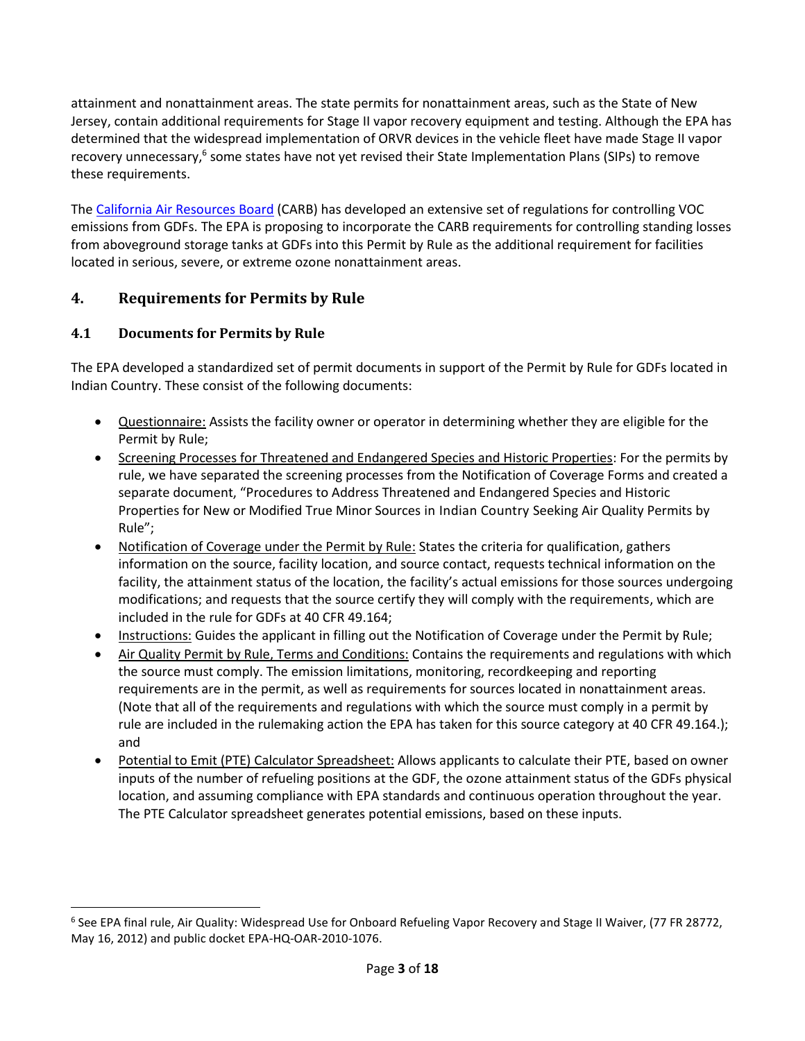attainment and nonattainment areas. The state permits for nonattainment areas, such as the State of New Jersey, contain additional requirements for Stage II vapor recovery equipment and testing. Although the EPA has determined that the widespread implementation of ORVR devices in the vehicle fleet have made Stage II vapor recovery unnecessary,[6] some states have not yet revised their State Implementation Plans (SIPs) to remove these requirements.

The California Air Resources Board (CARB) has developed an extensive set of regulations for controlling VOC emissions from GDFs. The EPA is proposing to incorporate the CARB requirements for controlling standing losses from aboveground storage tanks at GDFs into this Permit by Rule as the additional requirement for facilities located in serious, severe, or extreme ozone nonattainment areas.

## 4. Requirements for Permits by Rule

### 4.1 Documents for Permits by Rule

The EPA developed a standardized set of permit documents in support of the Permit by Rule for GDFs located in Indian Country. These consist of the following documents:

- Questionnaire: Assists the facility owner or operator in determining whether they are eligible for the Permit by Rule;
- Screening Processes for Threatened and Endangered Species and Historic Properties: For the permits by rule, we have separated the screening processes from the Notification of Coverage Forms and created a separate document, "Procedures to Address Threatened and Endangered Species and Historic Properties for New or Modified True Minor Sources in Indian Country Seeking Air Quality Permits by Rule";
- Notification of Coverage under the Permit by Rule: States the criteria for qualification, gathers information on the source, facility location, and source contact, requests technical information on the facility, the attainment status of the location, the facility's actual emissions for those sources undergoing modifications; and requests that the source certify they will comply with the requirements, which are included in the rule for GDFs at 40 CFR 49.164;
- Instructions: Guides the applicant in filling out the Notification of Coverage under the Permit by Rule;
- Air Quality Permit by Rule, Terms and Conditions: Contains the requirements and regulations with which the source must comply. The emission limitations, monitoring, recordkeeping and reporting requirements are in the permit, as well as requirements for sources located in nonattainment areas. (Note that all of the requirements and regulations with which the source must comply in a permit by rule are included in the rulemaking action the EPA has taken for this source category at 40 CFR 49.164.); and
- Potential to Emit (PTE) Calculator Spreadsheet: Allows applicants to calculate their PTE, based on owner inputs of the number of refueling positions at the GDF, the ozone attainment status of the GDFs physical location, and assuming compliance with EPA standards and continuous operation throughout the year. The PTE Calculator spreadsheet generates potential emissions, based on these inputs.

---

[6] See EPA final rule, Air Quality: Widespread Use for Onboard Refueling Vapor Recovery and Stage II Waiver, (77 FR 28772, May 16, 2012) and public docket EPA-HQ-OAR-2010-1076.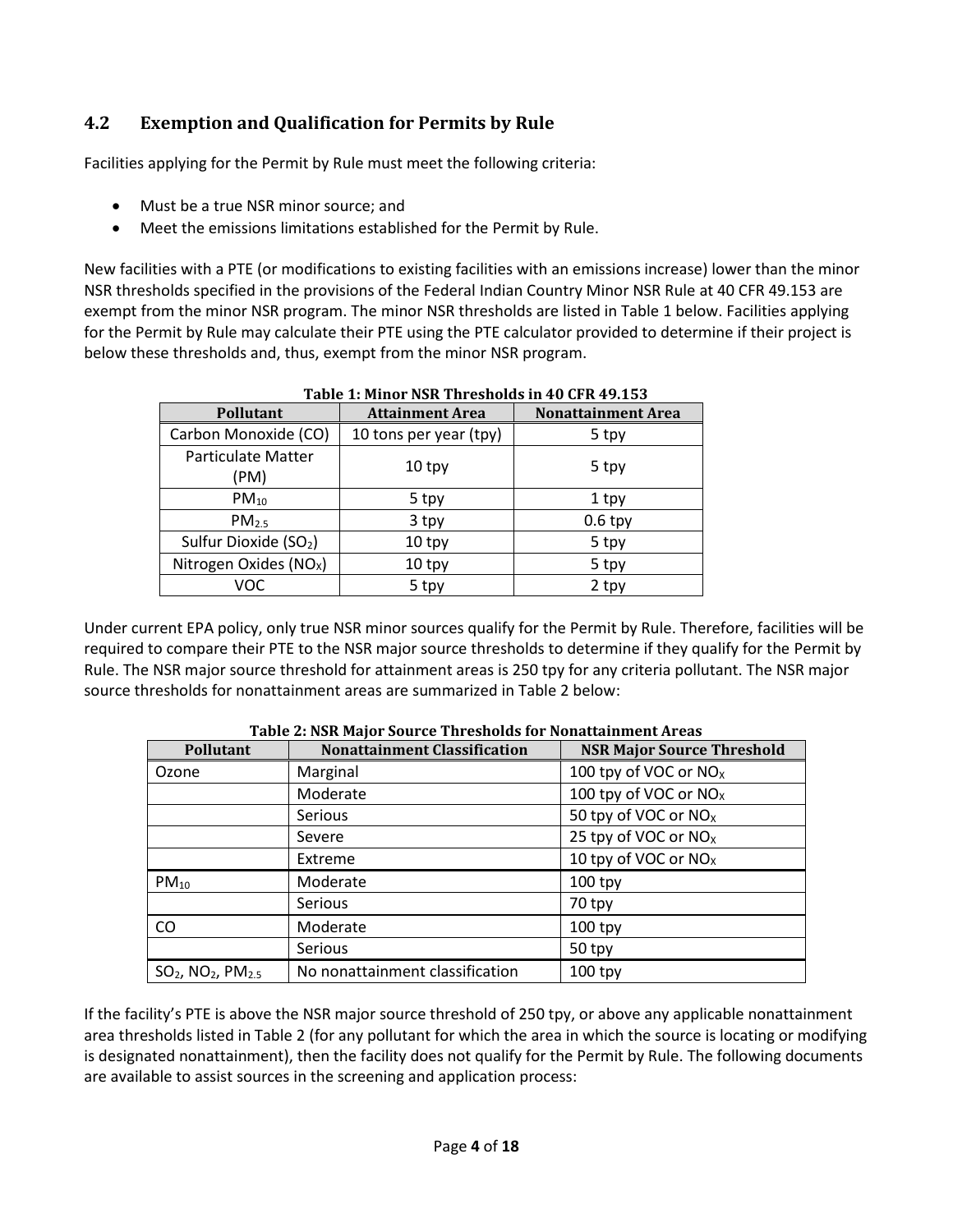## 4.2 Exemption and Qualification for Permits by Rule

Facilities applying for the Permit by Rule must meet the following criteria:

- Must be a true NSR minor source; and
- Meet the emissions limitations established for the Permit by Rule.

New facilities with a PTE (or modifications to existing facilities with an emissions increase) lower than the minor NSR thresholds specified in the provisions of the Federal Indian Country Minor NSR Rule at 40 CFR 49.153 are exempt from the minor NSR program. The minor NSR thresholds are listed in Table 1 below. Facilities applying for the Permit by Rule may calculate their PTE using the PTE calculator provided to determine if their project is below these thresholds and, thus, exempt from the minor NSR program.

**Table 1: Minor NSR Thresholds in 40 CFR 49.153**

| Pollutant | Attainment Area | Nonattainment Area |
|---|---|---|
| Carbon Monoxide (CO) | 10 tons per year (tpy) | 5 tpy |
| Particulate Matter (PM) | 10 tpy | 5 tpy |
| $PM_{10}$ | 5 tpy | 1 tpy |
| $PM_{2.5}$ | 3 tpy | 0.6 tpy |
| Sulfur Dioxide ($SO_2$) | 10 tpy | 5 tpy |
| Nitrogen Oxides ($NO_X$) | 10 tpy | 5 tpy |
| VOC | 5 tpy | 2 tpy |

Under current EPA policy, only true NSR minor sources qualify for the Permit by Rule. Therefore, facilities will be required to compare their PTE to the NSR major source thresholds to determine if they qualify for the Permit by Rule. The NSR major source threshold for attainment areas is 250 tpy for any criteria pollutant. The NSR major source thresholds for nonattainment areas are summarized in Table 2 below:

**Table 2: NSR Major Source Thresholds for Nonattainment Areas**

| Pollutant | Nonattainment Classification | NSR Major Source Threshold |
|---|---|---|
| Ozone | Marginal | 100 tpy of VOC or $NO_X$ |
| | Moderate | 100 tpy of VOC or $NO_X$ |
| | Serious | 50 tpy of VOC or $NO_X$ |
| | Severe | 25 tpy of VOC or $NO_X$ |
| | Extreme | 10 tpy of VOC or $NO_X$ |
| $PM_{10}$ | Moderate | 100 tpy |
| | Serious | 70 tpy |
| CO | Moderate | 100 tpy |
| | Serious | 50 tpy |
| $SO_2$, $NO_2$, $PM_{2.5}$ | No nonattainment classification | 100 tpy |

If the facility's PTE is above the NSR major source threshold of 250 tpy, or above any applicable nonattainment area thresholds listed in Table 2 (for any pollutant for which the area in which the source is locating or modifying is designated nonattainment), then the facility does not qualify for the Permit by Rule. The following documents are available to assist sources in the screening and application process: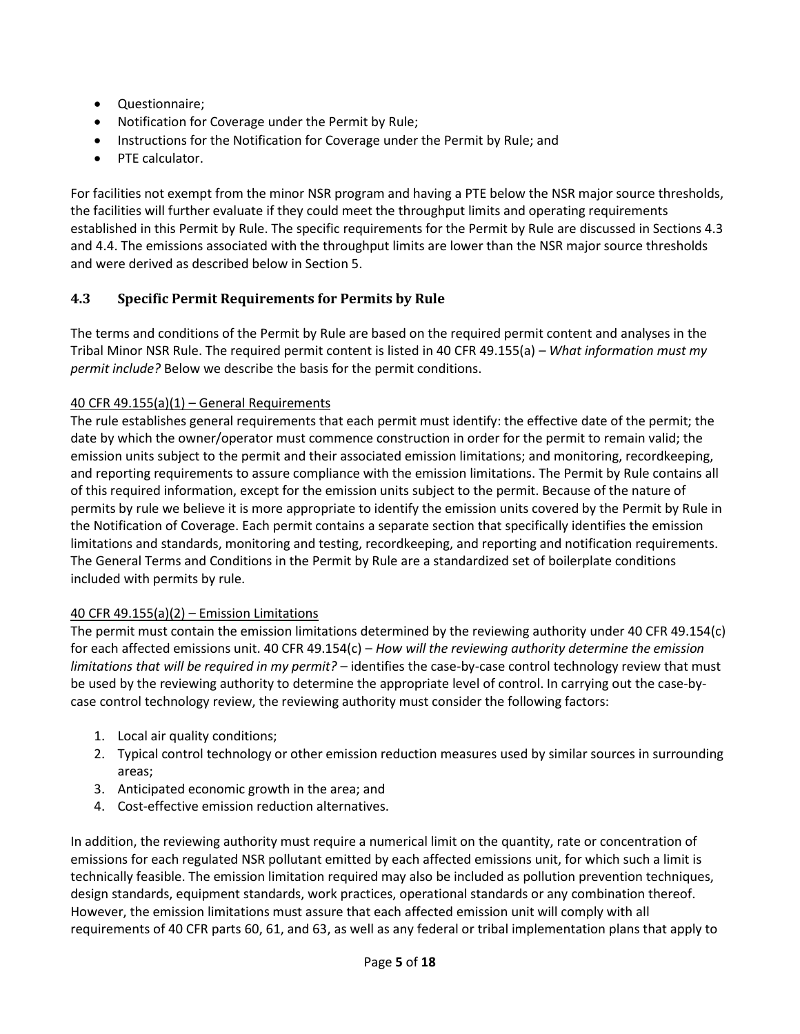- Questionnaire;
- Notification for Coverage under the Permit by Rule;
- Instructions for the Notification for Coverage under the Permit by Rule; and
- PTE calculator.

For facilities not exempt from the minor NSR program and having a PTE below the NSR major source thresholds, the facilities will further evaluate if they could meet the throughput limits and operating requirements established in this Permit by Rule. The specific requirements for the Permit by Rule are discussed in Sections 4.3 and 4.4. The emissions associated with the throughput limits are lower than the NSR major source thresholds and were derived as described below in Section 5.

## 4.3 Specific Permit Requirements for Permits by Rule

The terms and conditions of the Permit by Rule are based on the required permit content and analyses in the Tribal Minor NSR Rule. The required permit content is listed in 40 CFR 49.155(a) – *What information must my permit include?* Below we describe the basis for the permit conditions.

40 CFR 49.155(a)(1) – General Requirements

The rule establishes general requirements that each permit must identify: the effective date of the permit; the date by which the owner/operator must commence construction in order for the permit to remain valid; the emission units subject to the permit and their associated emission limitations; and monitoring, recordkeeping, and reporting requirements to assure compliance with the emission limitations. The Permit by Rule contains all of this required information, except for the emission units subject to the permit. Because of the nature of permits by rule we believe it is more appropriate to identify the emission units covered by the Permit by Rule in the Notification of Coverage. Each permit contains a separate section that specifically identifies the emission limitations and standards, monitoring and testing, recordkeeping, and reporting and notification requirements. The General Terms and Conditions in the Permit by Rule are a standardized set of boilerplate conditions included with permits by rule.

40 CFR 49.155(a)(2) – Emission Limitations

The permit must contain the emission limitations determined by the reviewing authority under 40 CFR 49.154(c) for each affected emissions unit. 40 CFR 49.154(c) – *How will the reviewing authority determine the emission limitations that will be required in my permit?* – identifies the case-by-case control technology review that must be used by the reviewing authority to determine the appropriate level of control. In carrying out the case-by-case control technology review, the reviewing authority must consider the following factors:

1. Local air quality conditions;
2. Typical control technology or other emission reduction measures used by similar sources in surrounding areas;
3. Anticipated economic growth in the area; and
4. Cost-effective emission reduction alternatives.

In addition, the reviewing authority must require a numerical limit on the quantity, rate or concentration of emissions for each regulated NSR pollutant emitted by each affected emissions unit, for which such a limit is technically feasible. The emission limitation required may also be included as pollution prevention techniques, design standards, equipment standards, work practices, operational standards or any combination thereof. However, the emission limitations must assure that each affected emission unit will comply with all requirements of 40 CFR parts 60, 61, and 63, as well as any federal or tribal implementation plans that apply to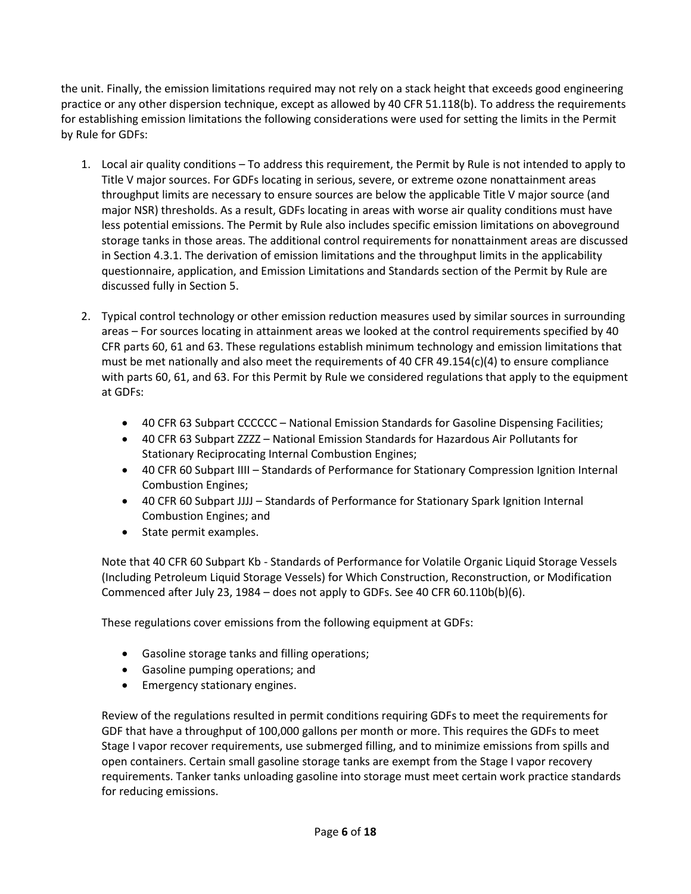the unit. Finally, the emission limitations required may not rely on a stack height that exceeds good engineering practice or any other dispersion technique, except as allowed by 40 CFR 51.118(b). To address the requirements for establishing emission limitations the following considerations were used for setting the limits in the Permit by Rule for GDFs:

1. Local air quality conditions – To address this requirement, the Permit by Rule is not intended to apply to Title V major sources. For GDFs locating in serious, severe, or extreme ozone nonattainment areas throughput limits are necessary to ensure sources are below the applicable Title V major source (and major NSR) thresholds. As a result, GDFs locating in areas with worse air quality conditions must have less potential emissions. The Permit by Rule also includes specific emission limitations on aboveground storage tanks in those areas. The additional control requirements for nonattainment areas are discussed in Section 4.3.1. The derivation of emission limitations and the throughput limits in the applicability questionnaire, application, and Emission Limitations and Standards section of the Permit by Rule are discussed fully in Section 5.

2. Typical control technology or other emission reduction measures used by similar sources in surrounding areas – For sources locating in attainment areas we looked at the control requirements specified by 40 CFR parts 60, 61 and 63. These regulations establish minimum technology and emission limitations that must be met nationally and also meet the requirements of 40 CFR 49.154(c)(4) to ensure compliance with parts 60, 61, and 63. For this Permit by Rule we considered regulations that apply to the equipment at GDFs:

   - 40 CFR 63 Subpart CCCCCC – National Emission Standards for Gasoline Dispensing Facilities;
   - 40 CFR 63 Subpart ZZZZ – National Emission Standards for Hazardous Air Pollutants for Stationary Reciprocating Internal Combustion Engines;
   - 40 CFR 60 Subpart IIII – Standards of Performance for Stationary Compression Ignition Internal Combustion Engines;
   - 40 CFR 60 Subpart JJJJ – Standards of Performance for Stationary Spark Ignition Internal Combustion Engines; and
   - State permit examples.

   Note that 40 CFR 60 Subpart Kb - Standards of Performance for Volatile Organic Liquid Storage Vessels (Including Petroleum Liquid Storage Vessels) for Which Construction, Reconstruction, or Modification Commenced after July 23, 1984 – does not apply to GDFs. See 40 CFR 60.110b(b)(6).

   These regulations cover emissions from the following equipment at GDFs:

   - Gasoline storage tanks and filling operations;
   - Gasoline pumping operations; and
   - Emergency stationary engines.

   Review of the regulations resulted in permit conditions requiring GDFs to meet the requirements for GDF that have a throughput of 100,000 gallons per month or more. This requires the GDFs to meet Stage I vapor recover requirements, use submerged filling, and to minimize emissions from spills and open containers. Certain small gasoline storage tanks are exempt from the Stage I vapor recovery requirements. Tanker tanks unloading gasoline into storage must meet certain work practice standards for reducing emissions.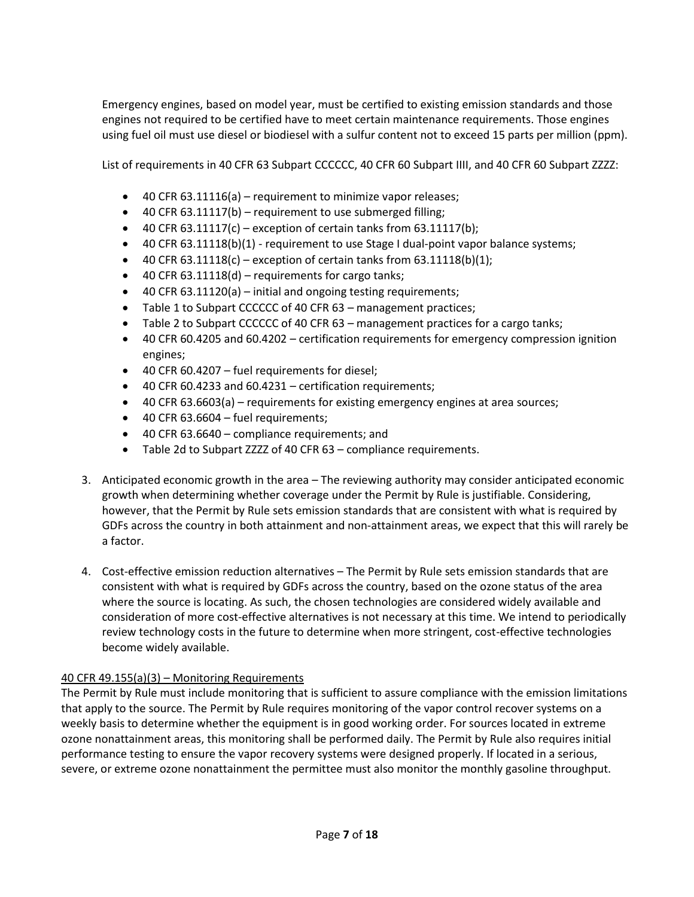Emergency engines, based on model year, must be certified to existing emission standards and those engines not required to be certified have to meet certain maintenance requirements. Those engines using fuel oil must use diesel or biodiesel with a sulfur content not to exceed 15 parts per million (ppm).

List of requirements in 40 CFR 63 Subpart CCCCCC, 40 CFR 60 Subpart IIII, and 40 CFR 60 Subpart ZZZZ:

- 40 CFR 63.11116(a) – requirement to minimize vapor releases;
- 40 CFR 63.11117(b) – requirement to use submerged filling;
- 40 CFR 63.11117(c) – exception of certain tanks from 63.11117(b);
- 40 CFR 63.11118(b)(1) - requirement to use Stage I dual-point vapor balance systems;
- 40 CFR 63.11118(c) – exception of certain tanks from 63.11118(b)(1);
- 40 CFR 63.11118(d) – requirements for cargo tanks;
- 40 CFR 63.11120(a) – initial and ongoing testing requirements;
- Table 1 to Subpart CCCCCC of 40 CFR 63 – management practices;
- Table 2 to Subpart CCCCCC of 40 CFR 63 – management practices for a cargo tanks;
- 40 CFR 60.4205 and 60.4202 – certification requirements for emergency compression ignition engines;
- 40 CFR 60.4207 – fuel requirements for diesel;
- 40 CFR 60.4233 and 60.4231 – certification requirements;
- 40 CFR 63.6603(a) – requirements for existing emergency engines at area sources;
- 40 CFR 63.6604 – fuel requirements;
- 40 CFR 63.6640 – compliance requirements; and
- Table 2d to Subpart ZZZZ of 40 CFR 63 – compliance requirements.

3. Anticipated economic growth in the area – The reviewing authority may consider anticipated economic growth when determining whether coverage under the Permit by Rule is justifiable. Considering, however, that the Permit by Rule sets emission standards that are consistent with what is required by GDFs across the country in both attainment and non-attainment areas, we expect that this will rarely be a factor.

4. Cost-effective emission reduction alternatives – The Permit by Rule sets emission standards that are consistent with what is required by GDFs across the country, based on the ozone status of the area where the source is locating. As such, the chosen technologies are considered widely available and consideration of more cost-effective alternatives is not necessary at this time. We intend to periodically review technology costs in the future to determine when more stringent, cost-effective technologies become widely available.

<u>40 CFR 49.155(a)(3) – Monitoring Requirements</u>

The Permit by Rule must include monitoring that is sufficient to assure compliance with the emission limitations that apply to the source. The Permit by Rule requires monitoring of the vapor control recover systems on a weekly basis to determine whether the equipment is in good working order. For sources located in extreme ozone nonattainment areas, this monitoring shall be performed daily. The Permit by Rule also requires initial performance testing to ensure the vapor recovery systems were designed properly. If located in a serious, severe, or extreme ozone nonattainment the permittee must also monitor the monthly gasoline throughput.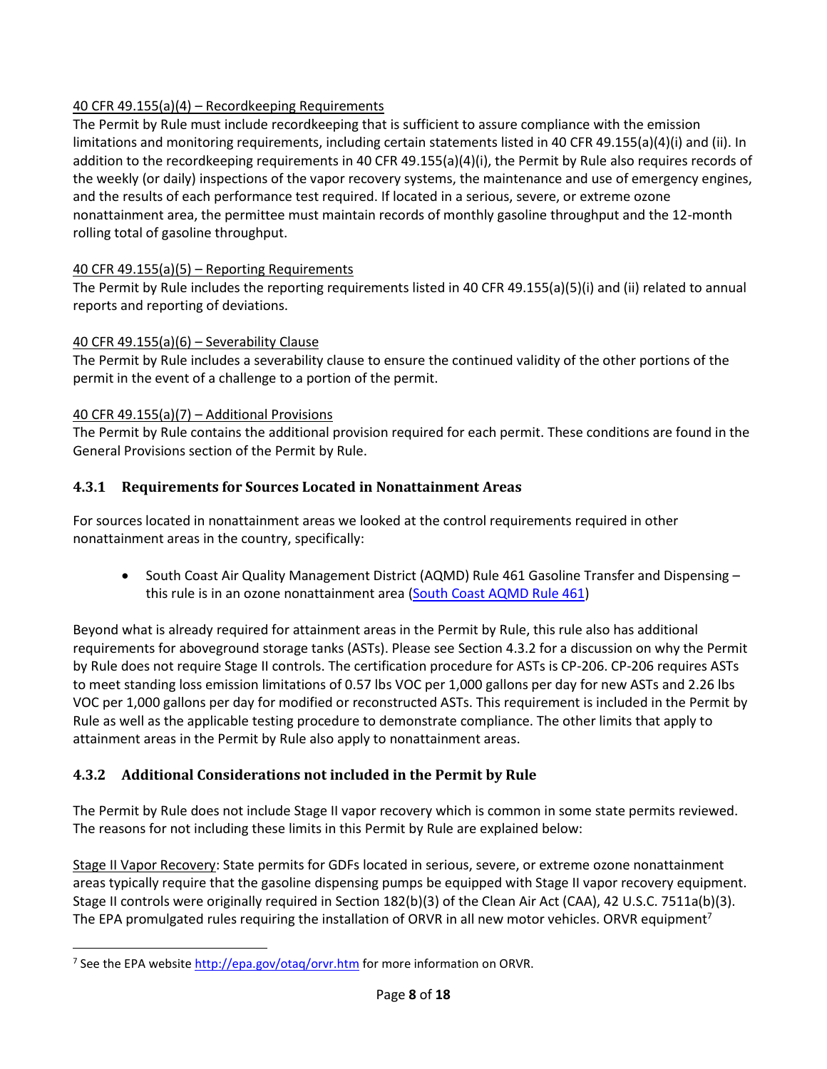40 CFR 49.155(a)(4) – Recordkeeping Requirements

The Permit by Rule must include recordkeeping that is sufficient to assure compliance with the emission limitations and monitoring requirements, including certain statements listed in 40 CFR 49.155(a)(4)(i) and (ii). In addition to the recordkeeping requirements in 40 CFR 49.155(a)(4)(i), the Permit by Rule also requires records of the weekly (or daily) inspections of the vapor recovery systems, the maintenance and use of emergency engines, and the results of each performance test required. If located in a serious, severe, or extreme ozone nonattainment area, the permittee must maintain records of monthly gasoline throughput and the 12-month rolling total of gasoline throughput.

40 CFR 49.155(a)(5) – Reporting Requirements

The Permit by Rule includes the reporting requirements listed in 40 CFR 49.155(a)(5)(i) and (ii) related to annual reports and reporting of deviations.

40 CFR 49.155(a)(6) – Severability Clause

The Permit by Rule includes a severability clause to ensure the continued validity of the other portions of the permit in the event of a challenge to a portion of the permit.

40 CFR 49.155(a)(7) – Additional Provisions

The Permit by Rule contains the additional provision required for each permit. These conditions are found in the General Provisions section of the Permit by Rule.

### 4.3.1 Requirements for Sources Located in Nonattainment Areas

For sources located in nonattainment areas we looked at the control requirements required in other nonattainment areas in the country, specifically:

- South Coast Air Quality Management District (AQMD) Rule 461 Gasoline Transfer and Dispensing – this rule is in an ozone nonattainment area (South Coast AQMD Rule 461)

Beyond what is already required for attainment areas in the Permit by Rule, this rule also has additional requirements for aboveground storage tanks (ASTs). Please see Section 4.3.2 for a discussion on why the Permit by Rule does not require Stage II controls. The certification procedure for ASTs is CP-206. CP-206 requires ASTs to meet standing loss emission limitations of 0.57 lbs VOC per 1,000 gallons per day for new ASTs and 2.26 lbs VOC per 1,000 gallons per day for modified or reconstructed ASTs. This requirement is included in the Permit by Rule as well as the applicable testing procedure to demonstrate compliance. The other limits that apply to attainment areas in the Permit by Rule also apply to nonattainment areas.

### 4.3.2 Additional Considerations not included in the Permit by Rule

The Permit by Rule does not include Stage II vapor recovery which is common in some state permits reviewed. The reasons for not including these limits in this Permit by Rule are explained below:

Stage II Vapor Recovery: State permits for GDFs located in serious, severe, or extreme ozone nonattainment areas typically require that the gasoline dispensing pumps be equipped with Stage II vapor recovery equipment. Stage II controls were originally required in Section 182(b)(3) of the Clean Air Act (CAA), 42 U.S.C. 7511a(b)(3). The EPA promulgated rules requiring the installation of ORVR in all new motor vehicles. ORVR equipment[7]

[7] See the EPA website http://epa.gov/otaq/orvr.htm for more information on ORVR.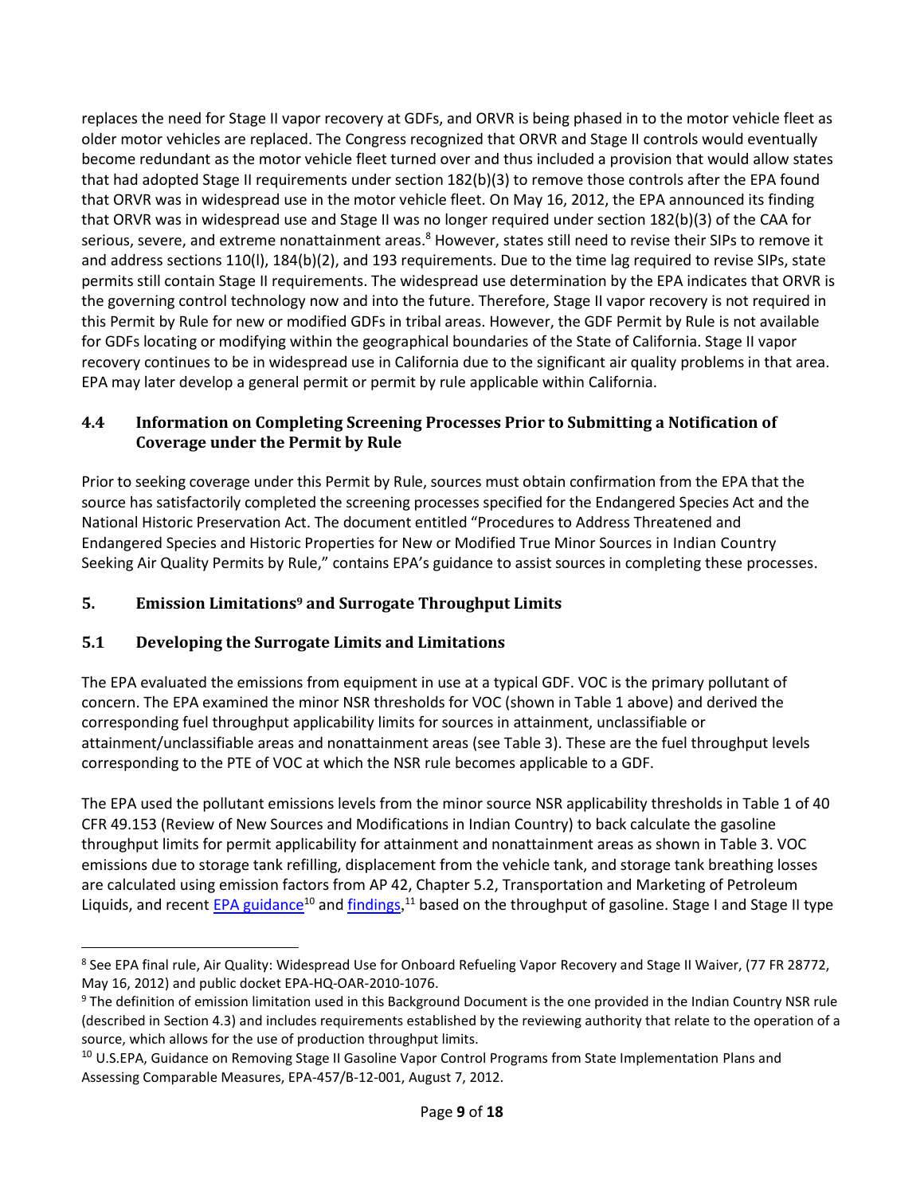replaces the need for Stage II vapor recovery at GDFs, and ORVR is being phased in to the motor vehicle fleet as older motor vehicles are replaced. The Congress recognized that ORVR and Stage II controls would eventually become redundant as the motor vehicle fleet turned over and thus included a provision that would allow states that had adopted Stage II requirements under section 182(b)(3) to remove those controls after the EPA found that ORVR was in widespread use in the motor vehicle fleet. On May 16, 2012, the EPA announced its finding that ORVR was in widespread use and Stage II was no longer required under section 182(b)(3) of the CAA for serious, severe, and extreme nonattainment areas.[8] However, states still need to revise their SIPs to remove it and address sections 110(l), 184(b)(2), and 193 requirements. Due to the time lag required to revise SIPs, state permits still contain Stage II requirements. The widespread use determination by the EPA indicates that ORVR is the governing control technology now and into the future. Therefore, Stage II vapor recovery is not required in this Permit by Rule for new or modified GDFs in tribal areas. However, the GDF Permit by Rule is not available for GDFs locating or modifying within the geographical boundaries of the State of California. Stage II vapor recovery continues to be in widespread use in California due to the significant air quality problems in that area. EPA may later develop a general permit or permit by rule applicable within California.

### 4.4 Information on Completing Screening Processes Prior to Submitting a Notification of Coverage under the Permit by Rule

Prior to seeking coverage under this Permit by Rule, sources must obtain confirmation from the EPA that the source has satisfactorily completed the screening processes specified for the Endangered Species Act and the National Historic Preservation Act. The document entitled "Procedures to Address Threatened and Endangered Species and Historic Properties for New or Modified True Minor Sources in Indian Country Seeking Air Quality Permits by Rule," contains EPA's guidance to assist sources in completing these processes.

## 5. Emission Limitations[9] and Surrogate Throughput Limits

### 5.1 Developing the Surrogate Limits and Limitations

The EPA evaluated the emissions from equipment in use at a typical GDF. VOC is the primary pollutant of concern. The EPA examined the minor NSR thresholds for VOC (shown in Table 1 above) and derived the corresponding fuel throughput applicability limits for sources in attainment, unclassifiable or attainment/unclassifiable areas and nonattainment areas (see Table 3). These are the fuel throughput levels corresponding to the PTE of VOC at which the NSR rule becomes applicable to a GDF.

The EPA used the pollutant emissions levels from the minor source NSR applicability thresholds in Table 1 of 40 CFR 49.153 (Review of New Sources and Modifications in Indian Country) to back calculate the gasoline throughput limits for permit applicability for attainment and nonattainment areas as shown in Table 3. VOC emissions due to storage tank refilling, displacement from the vehicle tank, and storage tank breathing losses are calculated using emission factors from AP 42, Chapter 5.2, Transportation and Marketing of Petroleum Liquids, and recent EPA guidance[10] and findings,[11] based on the throughput of gasoline. Stage I and Stage II type

---

[8] See EPA final rule, Air Quality: Widespread Use for Onboard Refueling Vapor Recovery and Stage II Waiver, (77 FR 28772, May 16, 2012) and public docket EPA-HQ-OAR-2010-1076.

[9] The definition of emission limitation used in this Background Document is the one provided in the Indian Country NSR rule (described in Section 4.3) and includes requirements established by the reviewing authority that relate to the operation of a source, which allows for the use of production throughput limits.

[10] U.S.EPA, Guidance on Removing Stage II Gasoline Vapor Control Programs from State Implementation Plans and Assessing Comparable Measures, EPA-457/B-12-001, August 7, 2012.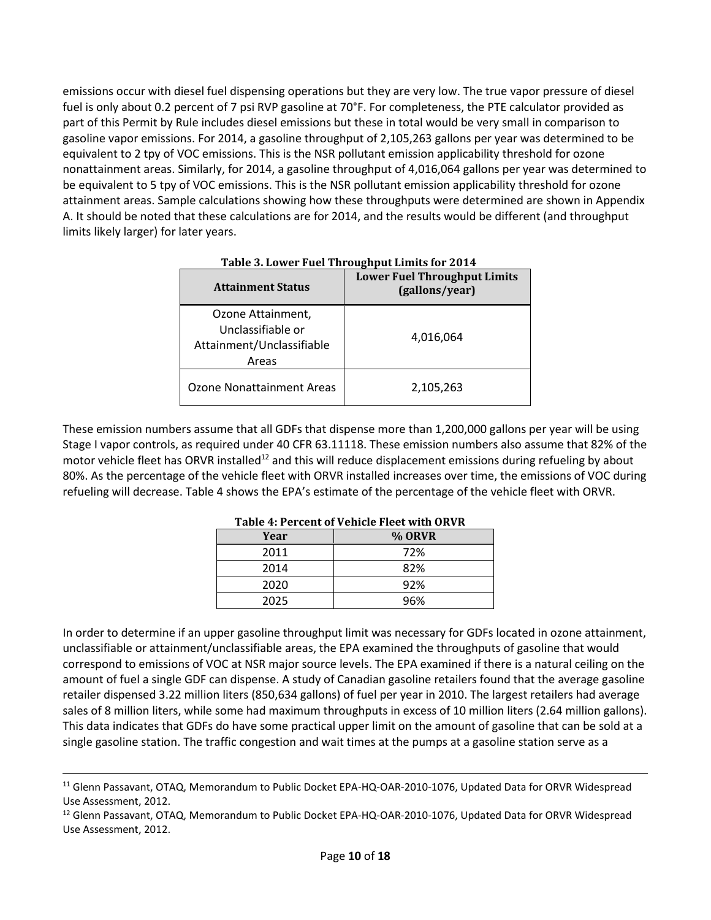emissions occur with diesel fuel dispensing operations but they are very low. The true vapor pressure of diesel fuel is only about 0.2 percent of 7 psi RVP gasoline at 70°F. For completeness, the PTE calculator provided as part of this Permit by Rule includes diesel emissions but these in total would be very small in comparison to gasoline vapor emissions. For 2014, a gasoline throughput of 2,105,263 gallons per year was determined to be equivalent to 2 tpy of VOC emissions. This is the NSR pollutant emission applicability threshold for ozone nonattainment areas. Similarly, for 2014, a gasoline throughput of 4,016,064 gallons per year was determined to be equivalent to 5 tpy of VOC emissions. This is the NSR pollutant emission applicability threshold for ozone attainment areas. Sample calculations showing how these throughputs were determined are shown in Appendix A. It should be noted that these calculations are for 2014, and the results would be different (and throughput limits likely larger) for later years.

**Table 3. Lower Fuel Throughput Limits for 2014**

| Attainment Status | Lower Fuel Throughput Limits (gallons/year) |
|---|---|
| Ozone Attainment, Unclassifiable or Attainment/Unclassifiable Areas | 4,016,064 |
| Ozone Nonattainment Areas | 2,105,263 |

These emission numbers assume that all GDFs that dispense more than 1,200,000 gallons per year will be using Stage I vapor controls, as required under 40 CFR 63.11118. These emission numbers also assume that 82% of the motor vehicle fleet has ORVR installed[12] and this will reduce displacement emissions during refueling by about 80%. As the percentage of the vehicle fleet with ORVR installed increases over time, the emissions of VOC during refueling will decrease. Table 4 shows the EPA's estimate of the percentage of the vehicle fleet with ORVR.

**Table 4: Percent of Vehicle Fleet with ORVR**

| Year | % ORVR |
|---|---|
| 2011 | 72% |
| 2014 | 82% |
| 2020 | 92% |
| 2025 | 96% |

In order to determine if an upper gasoline throughput limit was necessary for GDFs located in ozone attainment, unclassifiable or attainment/unclassifiable areas, the EPA examined the throughputs of gasoline that would correspond to emissions of VOC at NSR major source levels. The EPA examined if there is a natural ceiling on the amount of fuel a single GDF can dispense. A study of Canadian gasoline retailers found that the average gasoline retailer dispensed 3.22 million liters (850,634 gallons) of fuel per year in 2010. The largest retailers had average sales of 8 million liters, while some had maximum throughputs in excess of 10 million liters (2.64 million gallons). This data indicates that GDFs do have some practical upper limit on the amount of gasoline that can be sold at a single gasoline station. The traffic congestion and wait times at the pumps at a gasoline station serve as a

[11] Glenn Passavant, OTAQ, Memorandum to Public Docket EPA-HQ-OAR-2010-1076, Updated Data for ORVR Widespread Use Assessment, 2012.

[12] Glenn Passavant, OTAQ, Memorandum to Public Docket EPA-HQ-OAR-2010-1076, Updated Data for ORVR Widespread Use Assessment, 2012.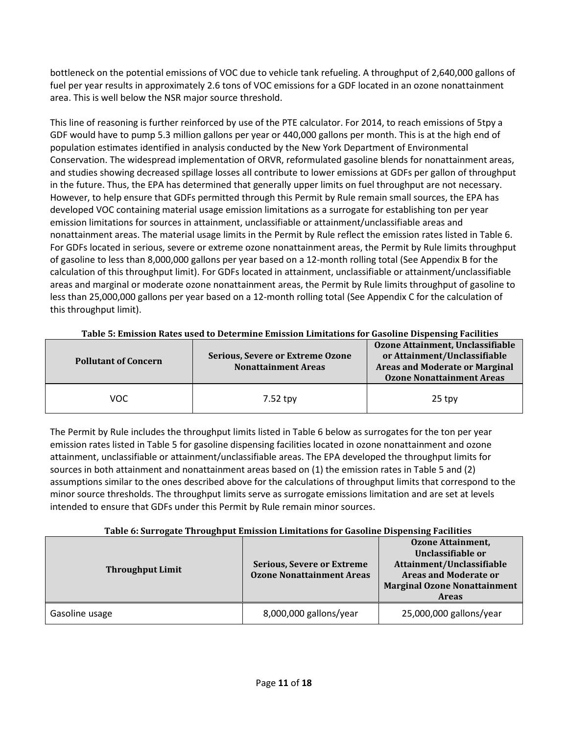bottleneck on the potential emissions of VOC due to vehicle tank refueling. A throughput of 2,640,000 gallons of fuel per year results in approximately 2.6 tons of VOC emissions for a GDF located in an ozone nonattainment area. This is well below the NSR major source threshold.

This line of reasoning is further reinforced by use of the PTE calculator. For 2014, to reach emissions of 5tpy a GDF would have to pump 5.3 million gallons per year or 440,000 gallons per month. This is at the high end of population estimates identified in analysis conducted by the New York Department of Environmental Conservation. The widespread implementation of ORVR, reformulated gasoline blends for nonattainment areas, and studies showing decreased spillage losses all contribute to lower emissions at GDFs per gallon of throughput in the future. Thus, the EPA has determined that generally upper limits on fuel throughput are not necessary. However, to help ensure that GDFs permitted through this Permit by Rule remain small sources, the EPA has developed VOC containing material usage emission limitations as a surrogate for establishing ton per year emission limitations for sources in attainment, unclassifiable or attainment/unclassifiable areas and nonattainment areas. The material usage limits in the Permit by Rule reflect the emission rates listed in Table 6. For GDFs located in serious, severe or extreme ozone nonattainment areas, the Permit by Rule limits throughput of gasoline to less than 8,000,000 gallons per year based on a 12-month rolling total (See Appendix B for the calculation of this throughput limit). For GDFs located in attainment, unclassifiable or attainment/unclassifiable areas and marginal or moderate ozone nonattainment areas, the Permit by Rule limits throughput of gasoline to less than 25,000,000 gallons per year based on a 12-month rolling total (See Appendix C for the calculation of this throughput limit).

**Table 5: Emission Rates used to Determine Emission Limitations for Gasoline Dispensing Facilities**

| Pollutant of Concern | Serious, Severe or Extreme Ozone Nonattainment Areas | Ozone Attainment, Unclassifiable or Attainment/Unclassifiable Areas and Moderate or Marginal Ozone Nonattainment Areas |
|---|---|---|
| VOC | 7.52 tpy | 25 tpy |

The Permit by Rule includes the throughput limits listed in Table 6 below as surrogates for the ton per year emission rates listed in Table 5 for gasoline dispensing facilities located in ozone nonattainment and ozone attainment, unclassifiable or attainment/unclassifiable areas. The EPA developed the throughput limits for sources in both attainment and nonattainment areas based on (1) the emission rates in Table 5 and (2) assumptions similar to the ones described above for the calculations of throughput limits that correspond to the minor source thresholds. The throughput limits serve as surrogate emissions limitation and are set at levels intended to ensure that GDFs under this Permit by Rule remain minor sources.

**Table 6: Surrogate Throughput Emission Limitations for Gasoline Dispensing Facilities**

| Throughput Limit | Serious, Severe or Extreme Ozone Nonattainment Areas | Ozone Attainment, Unclassifiable or Attainment/Unclassifiable Areas and Moderate or Marginal Ozone Nonattainment Areas |
|---|---|---|
| Gasoline usage | 8,000,000 gallons/year | 25,000,000 gallons/year |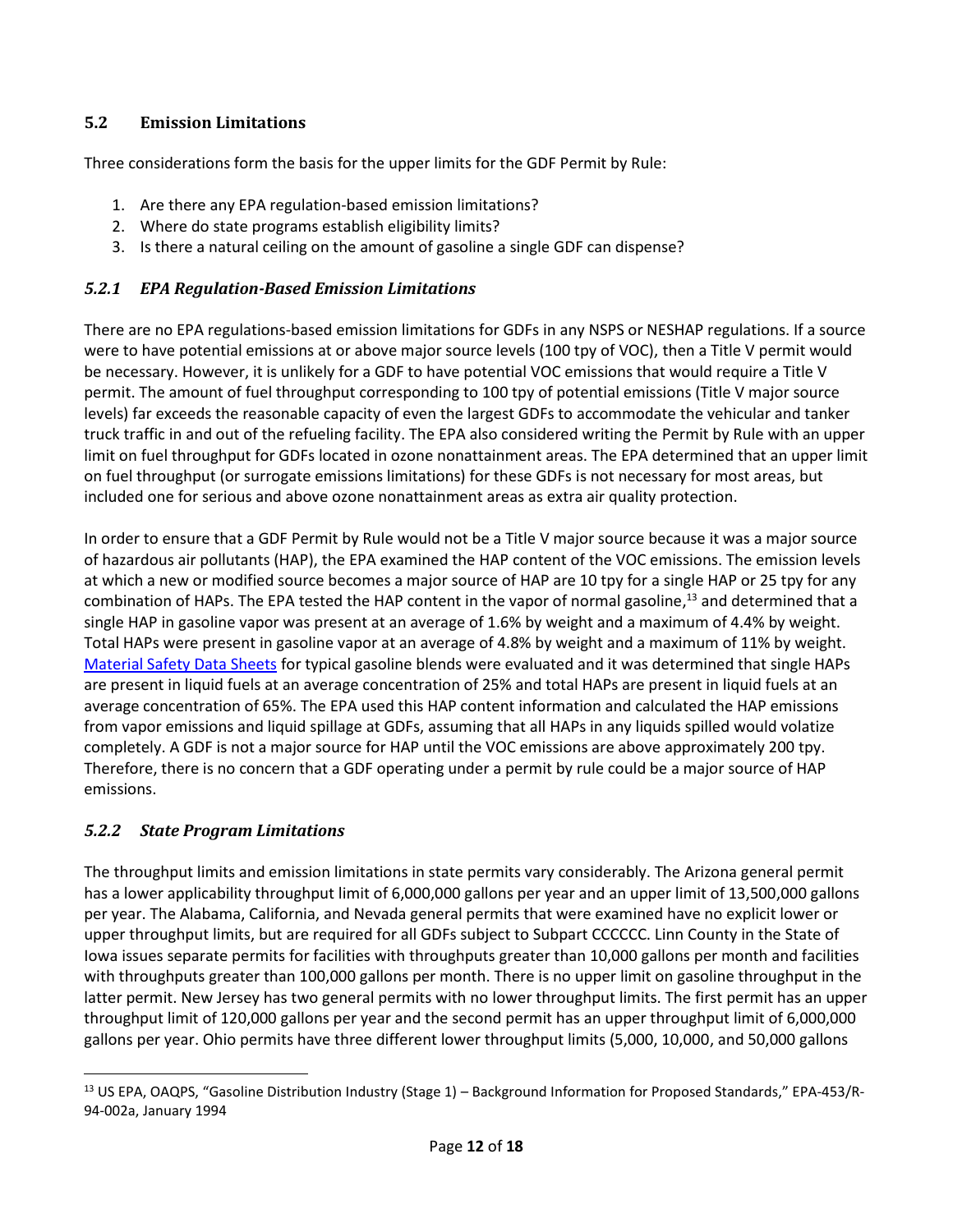## 5.2 Emission Limitations

Three considerations form the basis for the upper limits for the GDF Permit by Rule:

1. Are there any EPA regulation-based emission limitations?
2. Where do state programs establish eligibility limits?
3. Is there a natural ceiling on the amount of gasoline a single GDF can dispense?

### *5.2.1 EPA Regulation-Based Emission Limitations*

There are no EPA regulations-based emission limitations for GDFs in any NSPS or NESHAP regulations. If a source were to have potential emissions at or above major source levels (100 tpy of VOC), then a Title V permit would be necessary. However, it is unlikely for a GDF to have potential VOC emissions that would require a Title V permit. The amount of fuel throughput corresponding to 100 tpy of potential emissions (Title V major source levels) far exceeds the reasonable capacity of even the largest GDFs to accommodate the vehicular and tanker truck traffic in and out of the refueling facility. The EPA also considered writing the Permit by Rule with an upper limit on fuel throughput for GDFs located in ozone nonattainment areas. The EPA determined that an upper limit on fuel throughput (or surrogate emissions limitations) for these GDFs is not necessary for most areas, but included one for serious and above ozone nonattainment areas as extra air quality protection.

In order to ensure that a GDF Permit by Rule would not be a Title V major source because it was a major source of hazardous air pollutants (HAP), the EPA examined the HAP content of the VOC emissions. The emission levels at which a new or modified source becomes a major source of HAP are 10 tpy for a single HAP or 25 tpy for any combination of HAPs. The EPA tested the HAP content in the vapor of normal gasoline,[13] and determined that a single HAP in gasoline vapor was present at an average of 1.6% by weight and a maximum of 4.4% by weight. Total HAPs were present in gasoline vapor at an average of 4.8% by weight and a maximum of 11% by weight. Material Safety Data Sheets for typical gasoline blends were evaluated and it was determined that single HAPs are present in liquid fuels at an average concentration of 25% and total HAPs are present in liquid fuels at an average concentration of 65%. The EPA used this HAP content information and calculated the HAP emissions from vapor emissions and liquid spillage at GDFs, assuming that all HAPs in any liquids spilled would volatize completely. A GDF is not a major source for HAP until the VOC emissions are above approximately 200 tpy. Therefore, there is no concern that a GDF operating under a permit by rule could be a major source of HAP emissions.

### *5.2.2 State Program Limitations*

The throughput limits and emission limitations in state permits vary considerably. The Arizona general permit has a lower applicability throughput limit of 6,000,000 gallons per year and an upper limit of 13,500,000 gallons per year. The Alabama, California, and Nevada general permits that were examined have no explicit lower or upper throughput limits, but are required for all GDFs subject to Subpart CCCCCC. Linn County in the State of Iowa issues separate permits for facilities with throughputs greater than 10,000 gallons per month and facilities with throughputs greater than 100,000 gallons per month. There is no upper limit on gasoline throughput in the latter permit. New Jersey has two general permits with no lower throughput limits. The first permit has an upper throughput limit of 120,000 gallons per year and the second permit has an upper throughput limit of 6,000,000 gallons per year. Ohio permits have three different lower throughput limits (5,000, 10,000, and 50,000 gallons

[13] US EPA, OAQPS, "Gasoline Distribution Industry (Stage 1) – Background Information for Proposed Standards," EPA-453/R-94-002a, January 1994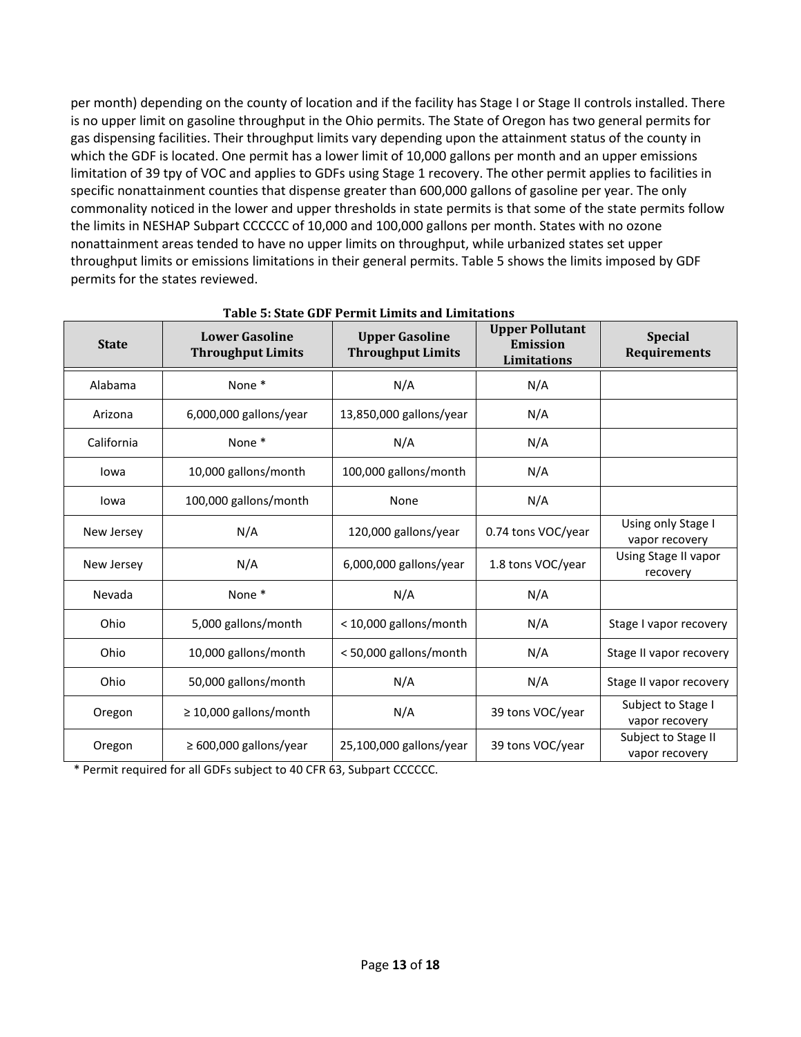per month) depending on the county of location and if the facility has Stage I or Stage II controls installed. There is no upper limit on gasoline throughput in the Ohio permits. The State of Oregon has two general permits for gas dispensing facilities. Their throughput limits vary depending upon the attainment status of the county in which the GDF is located. One permit has a lower limit of 10,000 gallons per month and an upper emissions limitation of 39 tpy of VOC and applies to GDFs using Stage 1 recovery. The other permit applies to facilities in specific nonattainment counties that dispense greater than 600,000 gallons of gasoline per year. The only commonality noticed in the lower and upper thresholds in state permits is that some of the state permits follow the limits in NESHAP Subpart CCCCCC of 10,000 and 100,000 gallons per month. States with no ozone nonattainment areas tended to have no upper limits on throughput, while urbanized states set upper throughput limits or emissions limitations in their general permits. Table 5 shows the limits imposed by GDF permits for the states reviewed.

**Table 5: State GDF Permit Limits and Limitations**

| State | Lower Gasoline Throughput Limits | Upper Gasoline Throughput Limits | Upper Pollutant Emission Limitations | Special Requirements |
|---|---|---|---|---|
| Alabama | None * | N/A | N/A | |
| Arizona | 6,000,000 gallons/year | 13,850,000 gallons/year | N/A | |
| California | None * | N/A | N/A | |
| Iowa | 10,000 gallons/month | 100,000 gallons/month | N/A | |
| Iowa | 100,000 gallons/month | None | N/A | |
| New Jersey | N/A | 120,000 gallons/year | 0.74 tons VOC/year | Using only Stage I vapor recovery |
| New Jersey | N/A | 6,000,000 gallons/year | 1.8 tons VOC/year | Using Stage II vapor recovery |
| Nevada | None * | N/A | N/A | |
| Ohio | 5,000 gallons/month | < 10,000 gallons/month | N/A | Stage I vapor recovery |
| Ohio | 10,000 gallons/month | < 50,000 gallons/month | N/A | Stage II vapor recovery |
| Ohio | 50,000 gallons/month | N/A | N/A | Stage II vapor recovery |
| Oregon | ≥ 10,000 gallons/month | N/A | 39 tons VOC/year | Subject to Stage I vapor recovery |
| Oregon | ≥ 600,000 gallons/year | 25,100,000 gallons/year | 39 tons VOC/year | Subject to Stage II vapor recovery |

* Permit required for all GDFs subject to 40 CFR 63, Subpart CCCCCC.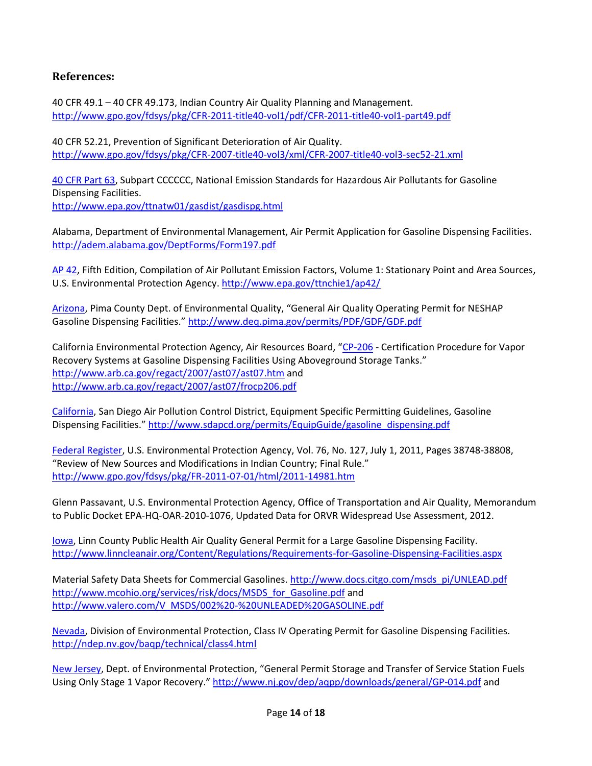## References:

40 CFR 49.1 – 40 CFR 49.173, Indian Country Air Quality Planning and Management.
http://www.gpo.gov/fdsys/pkg/CFR-2011-title40-vol1/pdf/CFR-2011-title40-vol1-part49.pdf

40 CFR 52.21, Prevention of Significant Deterioration of Air Quality.
http://www.gpo.gov/fdsys/pkg/CFR-2007-title40-vol3/xml/CFR-2007-title40-vol3-sec52-21.xml

40 CFR Part 63, Subpart CCCCCC, National Emission Standards for Hazardous Air Pollutants for Gasoline Dispensing Facilities.
http://www.epa.gov/ttnatw01/gasdist/gasdispg.html

Alabama, Department of Environmental Management, Air Permit Application for Gasoline Dispensing Facilities.
http://adem.alabama.gov/DeptForms/Form197.pdf

AP 42, Fifth Edition, Compilation of Air Pollutant Emission Factors, Volume 1: Stationary Point and Area Sources, U.S. Environmental Protection Agency. http://www.epa.gov/ttnchie1/ap42/

Arizona, Pima County Dept. of Environmental Quality, "General Air Quality Operating Permit for NESHAP Gasoline Dispensing Facilities." http://www.deq.pima.gov/permits/PDF/GDF/GDF.pdf

California Environmental Protection Agency, Air Resources Board, "CP-206 - Certification Procedure for Vapor Recovery Systems at Gasoline Dispensing Facilities Using Aboveground Storage Tanks."
http://www.arb.ca.gov/regact/2007/ast07/ast07.htm and
http://www.arb.ca.gov/regact/2007/ast07/frocp206.pdf

California, San Diego Air Pollution Control District, Equipment Specific Permitting Guidelines, Gasoline Dispensing Facilities." http://www.sdapcd.org/permits/EquipGuide/gasoline_dispensing.pdf

Federal Register, U.S. Environmental Protection Agency, Vol. 76, No. 127, July 1, 2011, Pages 38748-38808, "Review of New Sources and Modifications in Indian Country; Final Rule."
http://www.gpo.gov/fdsys/pkg/FR-2011-07-01/html/2011-14981.htm

Glenn Passavant, U.S. Environmental Protection Agency, Office of Transportation and Air Quality, Memorandum to Public Docket EPA-HQ-OAR-2010-1076, Updated Data for ORVR Widespread Use Assessment, 2012.

Iowa, Linn County Public Health Air Quality General Permit for a Large Gasoline Dispensing Facility.
http://www.linncleanair.org/Content/Regulations/Requirements-for-Gasoline-Dispensing-Facilities.aspx

Material Safety Data Sheets for Commercial Gasolines. http://www.docs.citgo.com/msds_pi/UNLEAD.pdf
http://www.mcohio.org/services/risk/docs/MSDS_for_Gasoline.pdf and
http://www.valero.com/V_MSDS/002%20-%20UNLEADED%20GASOLINE.pdf

Nevada, Division of Environmental Protection, Class IV Operating Permit for Gasoline Dispensing Facilities.
http://ndep.nv.gov/baqp/technical/class4.html

New Jersey, Dept. of Environmental Protection, "General Permit Storage and Transfer of Service Station Fuels Using Only Stage 1 Vapor Recovery." http://www.nj.gov/dep/aqpp/downloads/general/GP-014.pdf and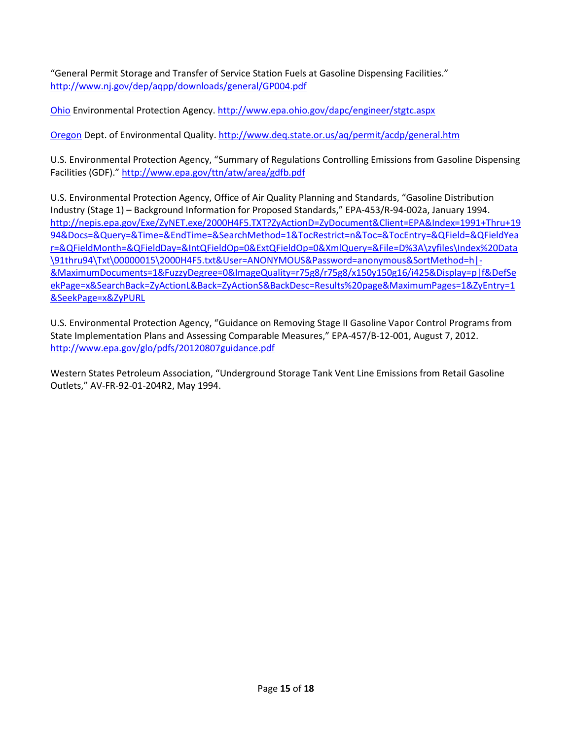"General Permit Storage and Transfer of Service Station Fuels at Gasoline Dispensing Facilities." http://www.nj.gov/dep/aqpp/downloads/general/GP004.pdf

Ohio Environmental Protection Agency. http://www.epa.ohio.gov/dapc/engineer/stgtc.aspx

Oregon Dept. of Environmental Quality. http://www.deq.state.or.us/aq/permit/acdp/general.htm

U.S. Environmental Protection Agency, "Summary of Regulations Controlling Emissions from Gasoline Dispensing Facilities (GDF)." http://www.epa.gov/ttn/atw/area/gdfb.pdf

U.S. Environmental Protection Agency, Office of Air Quality Planning and Standards, "Gasoline Distribution Industry (Stage 1) – Background Information for Proposed Standards," EPA-453/R-94-002a, January 1994. http://nepis.epa.gov/Exe/ZyNET.exe/2000H4F5.TXT?ZyActionD=ZyDocument&Client=EPA&Index=1991+Thru+1994&Docs=&Query=&Time=&EndTime=&SearchMethod=1&TocRestrict=n&Toc=&TocEntry=&QField=&QFieldYear=&QFieldMonth=&QFieldDay=&IntQFieldOp=0&ExtQFieldOp=0&XmlQuery=&File=D%3A\zyfiles\Index%20Data\91thru94\Txt\00000015\2000H4F5.txt&User=ANONYMOUS&Password=anonymous&SortMethod=h|-&MaximumDocuments=1&FuzzyDegree=0&ImageQuality=r75g8/r75g8/x150y150g16/i425&Display=p|f&DefSeekPage=x&SearchBack=ZyActionL&Back=ZyActionS&BackDesc=Results%20page&MaximumPages=1&ZyEntry=1&SeekPage=x&ZyPURL

U.S. Environmental Protection Agency, "Guidance on Removing Stage II Gasoline Vapor Control Programs from State Implementation Plans and Assessing Comparable Measures," EPA-457/B-12-001, August 7, 2012. http://www.epa.gov/glo/pdfs/20120807guidance.pdf

Western States Petroleum Association, "Underground Storage Tank Vent Line Emissions from Retail Gasoline Outlets," AV-FR-92-01-204R2, May 1994.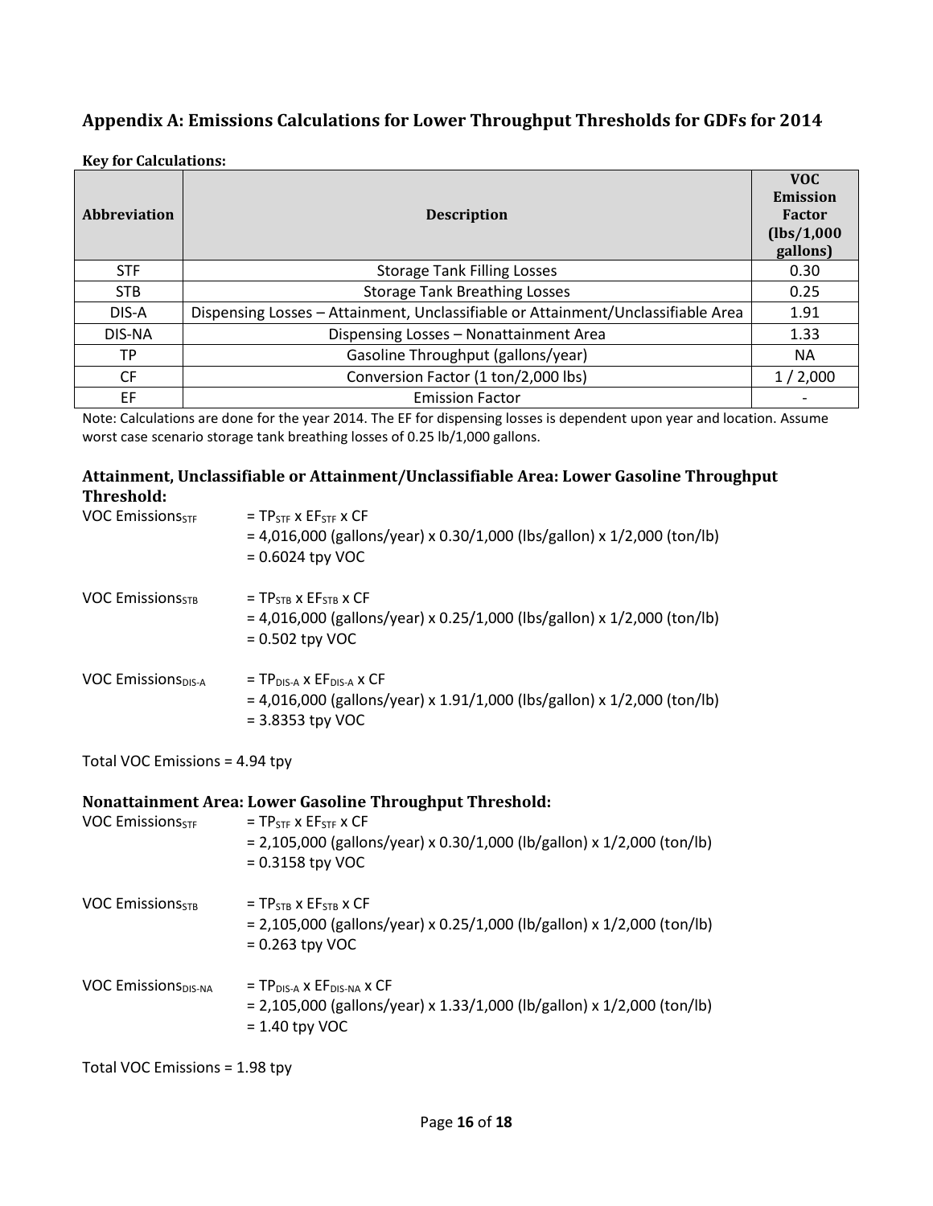## Appendix A: Emissions Calculations for Lower Throughput Thresholds for GDFs for 2014

**Key for Calculations:**

| Abbreviation | Description | VOC Emission Factor (lbs/1,000 gallons) |
|---|---|---|
| STF | Storage Tank Filling Losses | 0.30 |
| STB | Storage Tank Breathing Losses | 0.25 |
| DIS-A | Dispensing Losses – Attainment, Unclassifiable or Attainment/Unclassifiable Area | 1.91 |
| DIS-NA | Dispensing Losses – Nonattainment Area | 1.33 |
| TP | Gasoline Throughput (gallons/year) | NA |
| CF | Conversion Factor (1 ton/2,000 lbs) | 1 / 2,000 |
| EF | Emission Factor | - |

Note: Calculations are done for the year 2014. The EF for dispensing losses is dependent upon year and location. Assume worst case scenario storage tank breathing losses of 0.25 lb/1,000 gallons.

### Attainment, Unclassifiable or Attainment/Unclassifiable Area: Lower Gasoline Throughput Threshold:

VOC Emissions$_{STF}$ = $TP_{STF}$ x $EF_{STF}$ x CF
= 4,016,000 (gallons/year) x 0.30/1,000 (lbs/gallon) x 1/2,000 (ton/lb)
= 0.6024 tpy VOC

VOC Emissions$_{STB}$ = $TP_{STB}$ x $EF_{STB}$ x CF
= 4,016,000 (gallons/year) x 0.25/1,000 (lbs/gallon) x 1/2,000 (ton/lb)
= 0.502 tpy VOC

VOC Emissions$_{DIS-A}$ = $TP_{DIS-A}$ x $EF_{DIS-A}$ x CF
= 4,016,000 (gallons/year) x 1.91/1,000 (lbs/gallon) x 1/2,000 (ton/lb)
= 3.8353 tpy VOC

Total VOC Emissions = 4.94 tpy

### Nonattainment Area: Lower Gasoline Throughput Threshold:

VOC Emissions$_{STF}$ = $TP_{STF}$ x $EF_{STF}$ x CF
= 2,105,000 (gallons/year) x 0.30/1,000 (lb/gallon) x 1/2,000 (ton/lb)
= 0.3158 tpy VOC

VOC Emissions$_{STB}$ = $TP_{STB}$ x $EF_{STB}$ x CF
= 2,105,000 (gallons/year) x 0.25/1,000 (lb/gallon) x 1/2,000 (ton/lb)
= 0.263 tpy VOC

VOC Emissions$_{DIS-NA}$ = $TP_{DIS-A}$ x $EF_{DIS-NA}$ x CF
= 2,105,000 (gallons/year) x 1.33/1,000 (lb/gallon) x 1/2,000 (ton/lb)
= 1.40 tpy VOC

Total VOC Emissions = 1.98 tpy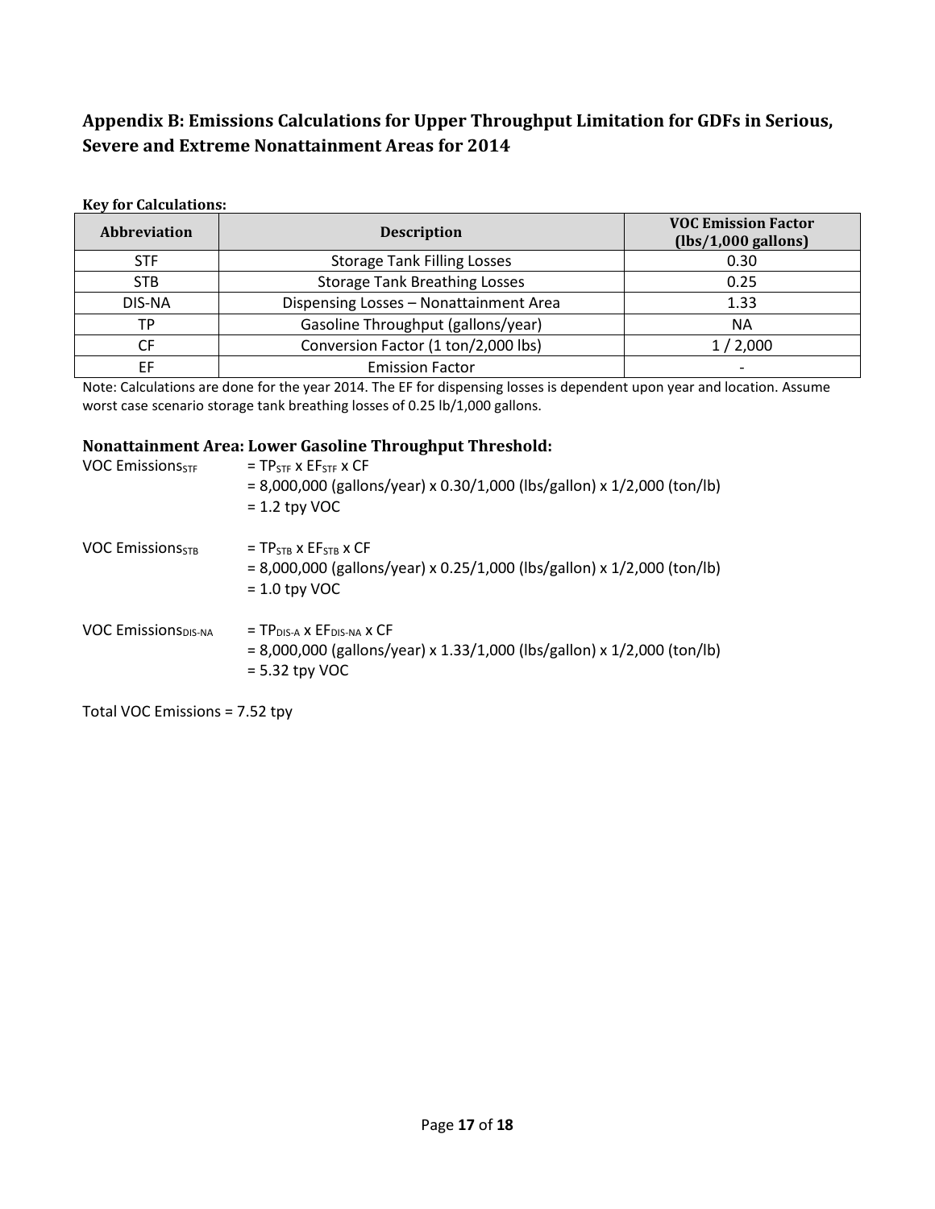## Appendix B: Emissions Calculations for Upper Throughput Limitation for GDFs in Serious, Severe and Extreme Nonattainment Areas for 2014

**Key for Calculations:**

| Abbreviation | Description | VOC Emission Factor (lbs/1,000 gallons) |
|---|---|---|
| STF | Storage Tank Filling Losses | 0.30 |
| STB | Storage Tank Breathing Losses | 0.25 |
| DIS-NA | Dispensing Losses – Nonattainment Area | 1.33 |
| TP | Gasoline Throughput (gallons/year) | NA |
| CF | Conversion Factor (1 ton/2,000 lbs) | 1 / 2,000 |
| EF | Emission Factor | - |

Note: Calculations are done for the year 2014. The EF for dispensing losses is dependent upon year and location. Assume worst case scenario storage tank breathing losses of 0.25 lb/1,000 gallons.

### Nonattainment Area: Lower Gasoline Throughput Threshold:

VOC $\text{Emissions}_{STF}$ $= TP_{STF} \times EF_{STF} \times CF$
= 8,000,000 (gallons/year) x 0.30/1,000 (lbs/gallon) x 1/2,000 (ton/lb)
= 1.2 tpy VOC

VOC $\text{Emissions}_{STB}$ $= TP_{STB} \times EF_{STB} \times CF$
= 8,000,000 (gallons/year) x 0.25/1,000 (lbs/gallon) x 1/2,000 (ton/lb)
= 1.0 tpy VOC

VOC $\text{Emissions}_{DIS\text{-}NA}$ $= TP_{DIS\text{-}A} \times EF_{DIS\text{-}NA} \times CF$
= 8,000,000 (gallons/year) x 1.33/1,000 (lbs/gallon) x 1/2,000 (ton/lb)
= 5.32 tpy VOC

Total VOC Emissions = 7.52 tpy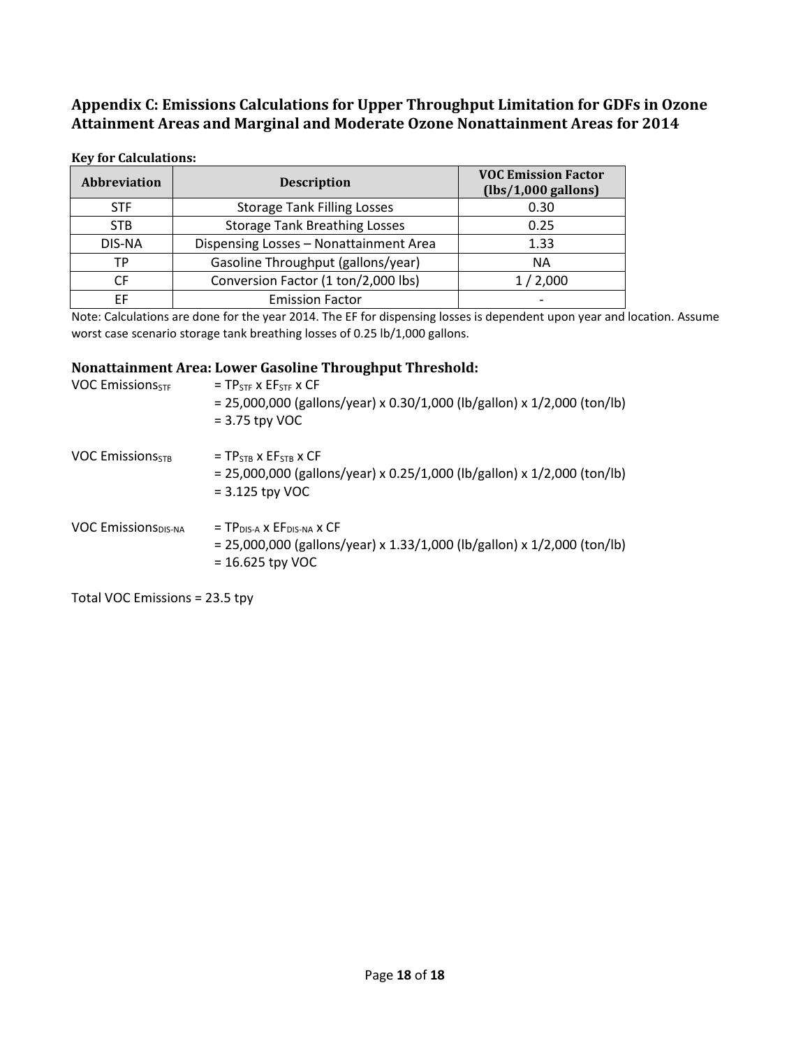## Appendix C: Emissions Calculations for Upper Throughput Limitation for GDFs in Ozone Attainment Areas and Marginal and Moderate Ozone Nonattainment Areas for 2014

**Key for Calculations:**

| Abbreviation | Description | VOC Emission Factor (lbs/1,000 gallons) |
|---|---|---|
| STF | Storage Tank Filling Losses | 0.30 |
| STB | Storage Tank Breathing Losses | 0.25 |
| DIS-NA | Dispensing Losses – Nonattainment Area | 1.33 |
| TP | Gasoline Throughput (gallons/year) | NA |
| CF | Conversion Factor (1 ton/2,000 lbs) | 1 / 2,000 |
| EF | Emission Factor | - |

Note: Calculations are done for the year 2014. The EF for dispensing losses is dependent upon year and location. Assume worst case scenario storage tank breathing losses of 0.25 lb/1,000 gallons.

### Nonattainment Area: Lower Gasoline Throughput Threshold:

VOC $Emissions_{STF}$ = $TP_{STF}$ x $EF_{STF}$ x CF
= 25,000,000 (gallons/year) x 0.30/1,000 (lb/gallon) x 1/2,000 (ton/lb)
= 3.75 tpy VOC

VOC $Emissions_{STB}$ = $TP_{STB}$ x $EF_{STB}$ x CF
= 25,000,000 (gallons/year) x 0.25/1,000 (lb/gallon) x 1/2,000 (ton/lb)
= 3.125 tpy VOC

VOC $Emissions_{DIS-NA}$ = $TP_{DIS-A}$ x $EF_{DIS-NA}$ x CF
= 25,000,000 (gallons/year) x 1.33/1,000 (lb/gallon) x 1/2,000 (ton/lb)
= 16.625 tpy VOC

Total VOC Emissions = 23.5 tpy